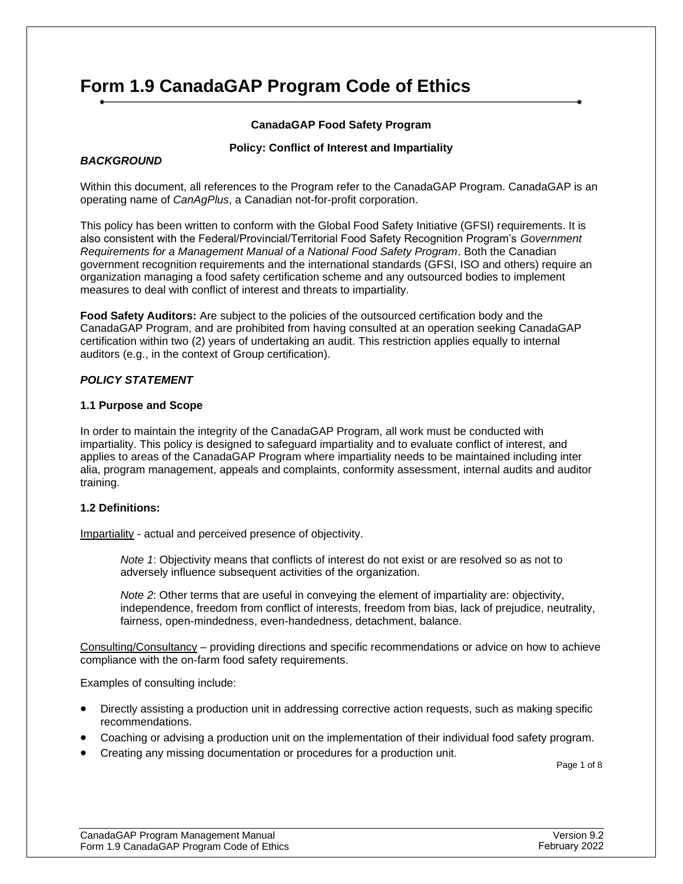# Form 1.9 CanadaGAP Program Code of Ethics

**CanadaGAP Food Safety Program**

**Policy: Conflict of Interest and Impartiality**

***BACKGROUND***

Within this document, all references to the Program refer to the CanadaGAP Program. CanadaGAP is an operating name of *CanAgPlus*, a Canadian not-for-profit corporation.

This policy has been written to conform with the Global Food Safety Initiative (GFSI) requirements. It is also consistent with the Federal/Provincial/Territorial Food Safety Recognition Program's *Government Requirements for a Management Manual of a National Food Safety Program*. Both the Canadian government recognition requirements and the international standards (GFSI, ISO and others) require an organization managing a food safety certification scheme and any outsourced bodies to implement measures to deal with conflict of interest and threats to impartiality.

**Food Safety Auditors:** Are subject to the policies of the outsourced certification body and the CanadaGAP Program, and are prohibited from having consulted at an operation seeking CanadaGAP certification within two (2) years of undertaking an audit. This restriction applies equally to internal auditors (e.g., in the context of Group certification).

***POLICY STATEMENT***

**1.1 Purpose and Scope**

In order to maintain the integrity of the CanadaGAP Program, all work must be conducted with impartiality. This policy is designed to safeguard impartiality and to evaluate conflict of interest, and applies to areas of the CanadaGAP Program where impartiality needs to be maintained including inter alia, program management, appeals and complaints, conformity assessment, internal audits and auditor training.

**1.2 Definitions:**

<u>Impartiality</u> - actual and perceived presence of objectivity.

> *Note 1*: Objectivity means that conflicts of interest do not exist or are resolved so as not to adversely influence subsequent activities of the organization.
>
> *Note 2*: Other terms that are useful in conveying the element of impartiality are: objectivity, independence, freedom from conflict of interests, freedom from bias, lack of prejudice, neutrality, fairness, open-mindedness, even-handedness, detachment, balance.

<u>Consulting/Consultancy</u> – providing directions and specific recommendations or advice on how to achieve compliance with the on-farm food safety requirements.

Examples of consulting include:

- Directly assisting a production unit in addressing corrective action requests, such as making specific recommendations.
- Coaching or advising a production unit on the implementation of their individual food safety program.
- Creating any missing documentation or procedures for a production unit.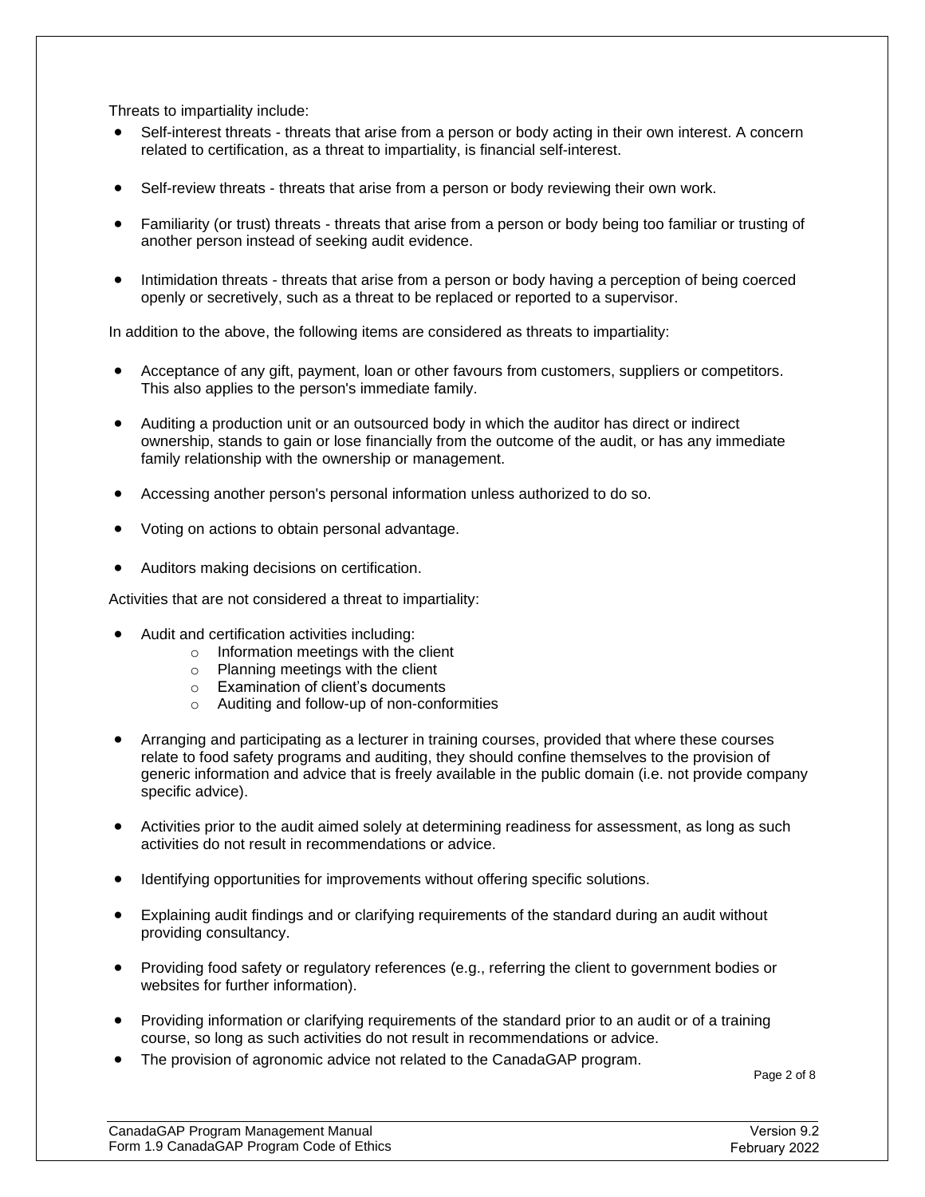Threats to impartiality include:

- Self-interest threats - threats that arise from a person or body acting in their own interest. A concern related to certification, as a threat to impartiality, is financial self-interest.
- Self-review threats - threats that arise from a person or body reviewing their own work.
- Familiarity (or trust) threats - threats that arise from a person or body being too familiar or trusting of another person instead of seeking audit evidence.
- Intimidation threats - threats that arise from a person or body having a perception of being coerced openly or secretively, such as a threat to be replaced or reported to a supervisor.

In addition to the above, the following items are considered as threats to impartiality:

- Acceptance of any gift, payment, loan or other favours from customers, suppliers or competitors. This also applies to the person's immediate family.
- Auditing a production unit or an outsourced body in which the auditor has direct or indirect ownership, stands to gain or lose financially from the outcome of the audit, or has any immediate family relationship with the ownership or management.
- Accessing another person's personal information unless authorized to do so.
- Voting on actions to obtain personal advantage.
- Auditors making decisions on certification.

Activities that are not considered a threat to impartiality:

- Audit and certification activities including:
  - Information meetings with the client
  - Planning meetings with the client
  - Examination of client's documents
  - Auditing and follow-up of non-conformities
- Arranging and participating as a lecturer in training courses, provided that where these courses relate to food safety programs and auditing, they should confine themselves to the provision of generic information and advice that is freely available in the public domain (i.e. not provide company specific advice).
- Activities prior to the audit aimed solely at determining readiness for assessment, as long as such activities do not result in recommendations or advice.
- Identifying opportunities for improvements without offering specific solutions.
- Explaining audit findings and or clarifying requirements of the standard during an audit without providing consultancy.
- Providing food safety or regulatory references (e.g., referring the client to government bodies or websites for further information).
- Providing information or clarifying requirements of the standard prior to an audit or of a training course, so long as such activities do not result in recommendations or advice.
- The provision of agronomic advice not related to the CanadaGAP program.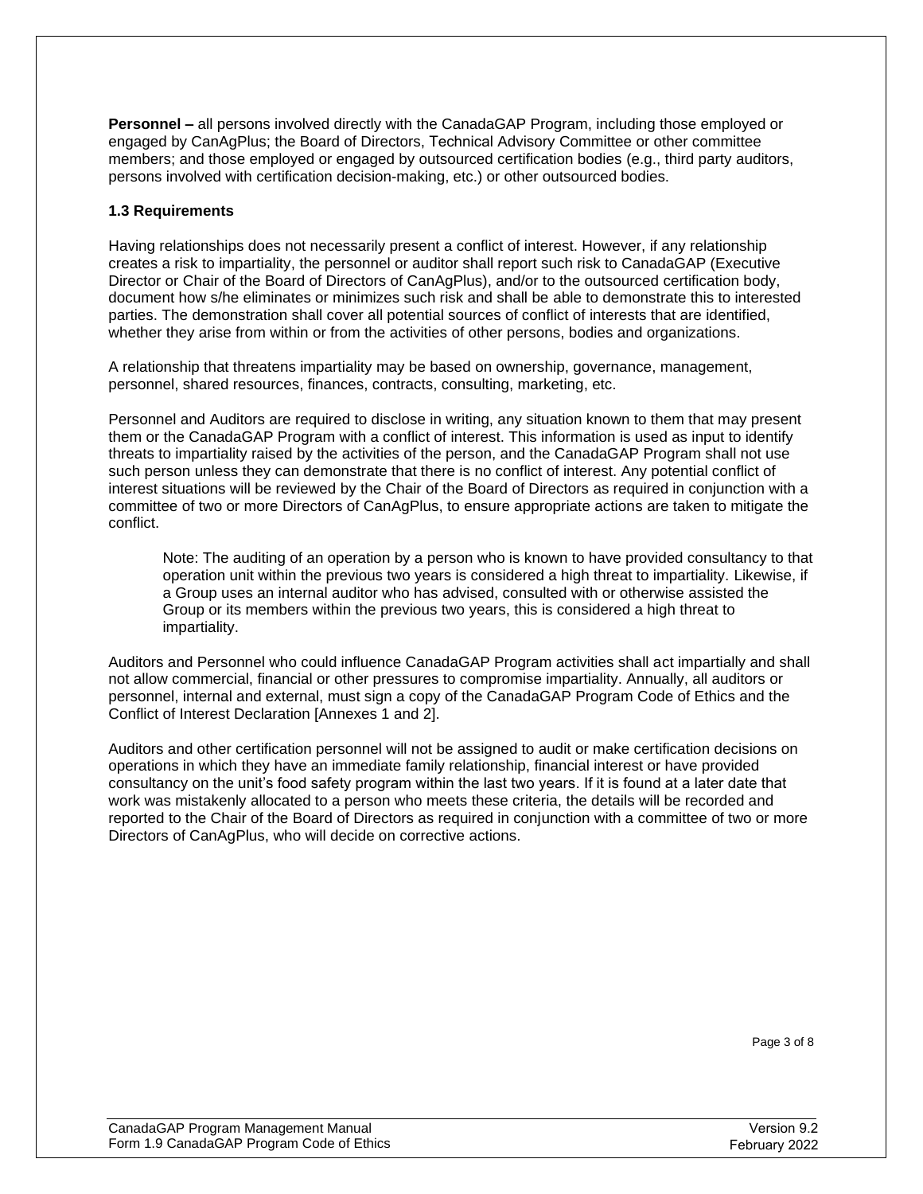**Personnel –** all persons involved directly with the CanadaGAP Program, including those employed or engaged by CanAgPlus; the Board of Directors, Technical Advisory Committee or other committee members; and those employed or engaged by outsourced certification bodies (e.g., third party auditors, persons involved with certification decision-making, etc.) or other outsourced bodies.

### 1.3 Requirements

Having relationships does not necessarily present a conflict of interest. However, if any relationship creates a risk to impartiality, the personnel or auditor shall report such risk to CanadaGAP (Executive Director or Chair of the Board of Directors of CanAgPlus), and/or to the outsourced certification body, document how s/he eliminates or minimizes such risk and shall be able to demonstrate this to interested parties. The demonstration shall cover all potential sources of conflict of interests that are identified, whether they arise from within or from the activities of other persons, bodies and organizations.

A relationship that threatens impartiality may be based on ownership, governance, management, personnel, shared resources, finances, contracts, consulting, marketing, etc.

Personnel and Auditors are required to disclose in writing, any situation known to them that may present them or the CanadaGAP Program with a conflict of interest. This information is used as input to identify threats to impartiality raised by the activities of the person, and the CanadaGAP Program shall not use such person unless they can demonstrate that there is no conflict of interest. Any potential conflict of interest situations will be reviewed by the Chair of the Board of Directors as required in conjunction with a committee of two or more Directors of CanAgPlus, to ensure appropriate actions are taken to mitigate the conflict.

> Note: The auditing of an operation by a person who is known to have provided consultancy to that operation unit within the previous two years is considered a high threat to impartiality. Likewise, if a Group uses an internal auditor who has advised, consulted with or otherwise assisted the Group or its members within the previous two years, this is considered a high threat to impartiality.

Auditors and Personnel who could influence CanadaGAP Program activities shall act impartially and shall not allow commercial, financial or other pressures to compromise impartiality. Annually, all auditors or personnel, internal and external, must sign a copy of the CanadaGAP Program Code of Ethics and the Conflict of Interest Declaration [Annexes 1 and 2].

Auditors and other certification personnel will not be assigned to audit or make certification decisions on operations in which they have an immediate family relationship, financial interest or have provided consultancy on the unit's food safety program within the last two years. If it is found at a later date that work was mistakenly allocated to a person who meets these criteria, the details will be recorded and reported to the Chair of the Board of Directors as required in conjunction with a committee of two or more Directors of CanAgPlus, who will decide on corrective actions.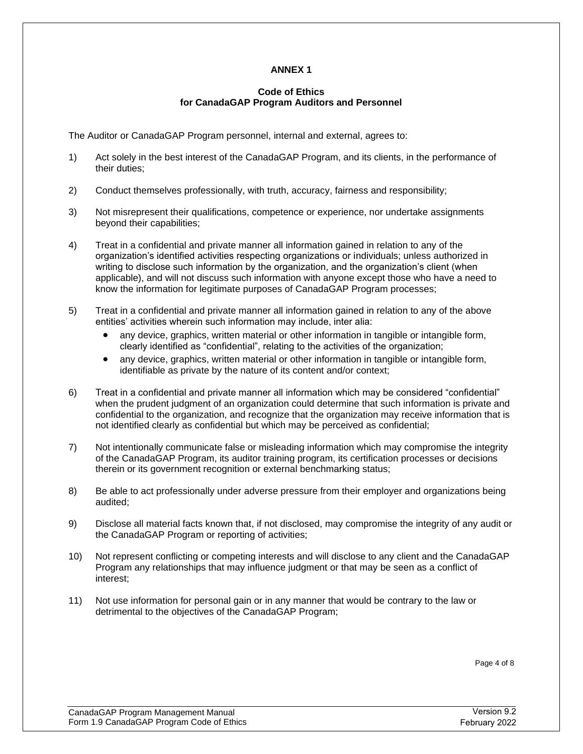**ANNEX 1**

**Code of Ethics**
**for CanadaGAP Program Auditors and Personnel**

The Auditor or CanadaGAP Program personnel, internal and external, agrees to:

1) Act solely in the best interest of the CanadaGAP Program, and its clients, in the performance of their duties;

2) Conduct themselves professionally, with truth, accuracy, fairness and responsibility;

3) Not misrepresent their qualifications, competence or experience, nor undertake assignments beyond their capabilities;

4) Treat in a confidential and private manner all information gained in relation to any of the organization's identified activities respecting organizations or individuals; unless authorized in writing to disclose such information by the organization, and the organization's client (when applicable), and will not discuss such information with anyone except those who have a need to know the information for legitimate purposes of CanadaGAP Program processes;

5) Treat in a confidential and private manner all information gained in relation to any of the above entities' activities wherein such information may include, inter alia:
   - any device, graphics, written material or other information in tangible or intangible form, clearly identified as "confidential", relating to the activities of the organization;
   - any device, graphics, written material or other information in tangible or intangible form, identifiable as private by the nature of its content and/or context;

6) Treat in a confidential and private manner all information which may be considered "confidential" when the prudent judgment of an organization could determine that such information is private and confidential to the organization, and recognize that the organization may receive information that is not identified clearly as confidential but which may be perceived as confidential;

7) Not intentionally communicate false or misleading information which may compromise the integrity of the CanadaGAP Program, its auditor training program, its certification processes or decisions therein or its government recognition or external benchmarking status;

8) Be able to act professionally under adverse pressure from their employer and organizations being audited;

9) Disclose all material facts known that, if not disclosed, may compromise the integrity of any audit or the CanadaGAP Program or reporting of activities;

10) Not represent conflicting or competing interests and will disclose to any client and the CanadaGAP Program any relationships that may influence judgment or that may be seen as a conflict of interest;

11) Not use information for personal gain or in any manner that would be contrary to the law or detrimental to the objectives of the CanadaGAP Program;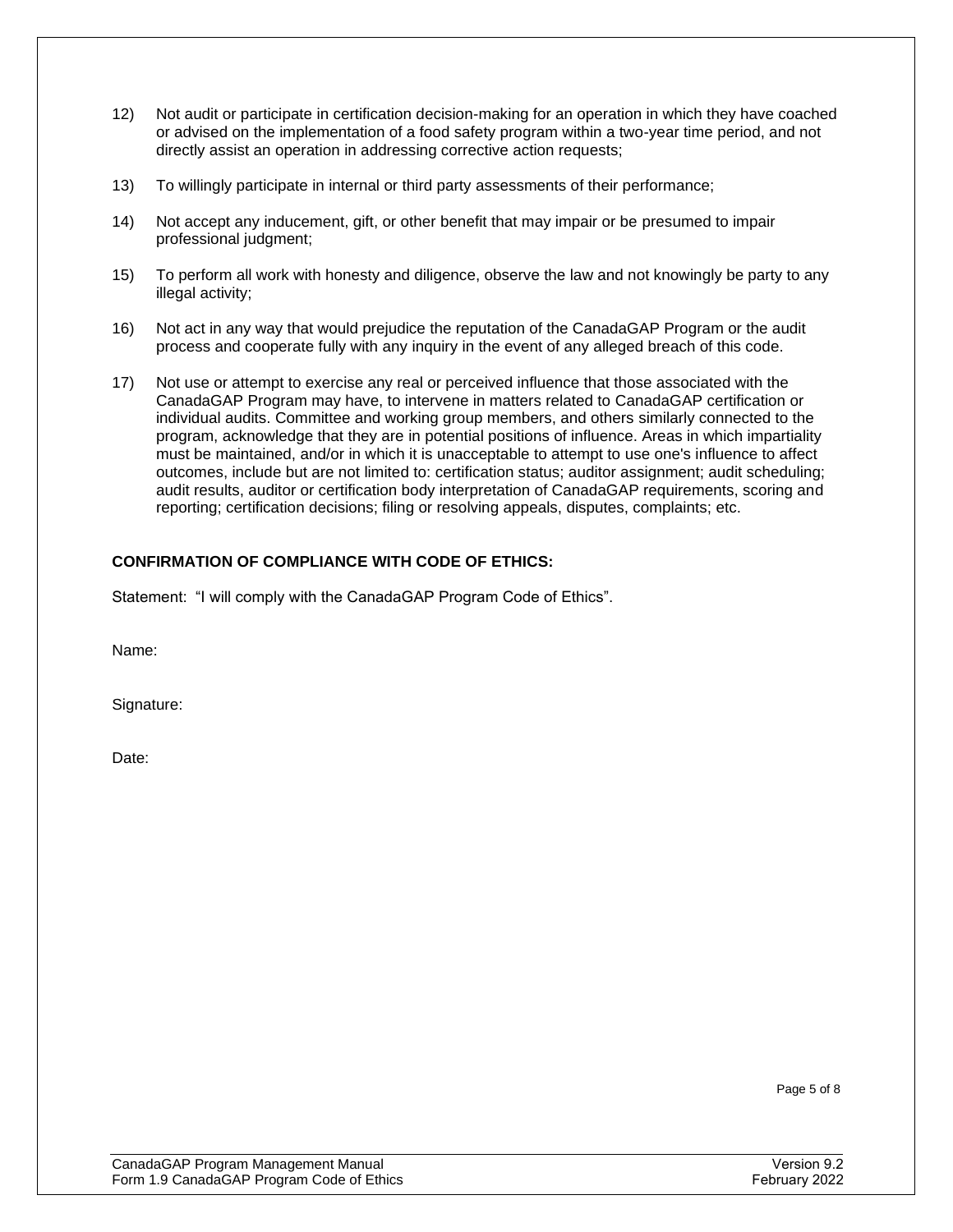12) Not audit or participate in certification decision-making for an operation in which they have coached or advised on the implementation of a food safety program within a two-year time period, and not directly assist an operation in addressing corrective action requests;

13) To willingly participate in internal or third party assessments of their performance;

14) Not accept any inducement, gift, or other benefit that may impair or be presumed to impair professional judgment;

15) To perform all work with honesty and diligence, observe the law and not knowingly be party to any illegal activity;

16) Not act in any way that would prejudice the reputation of the CanadaGAP Program or the audit process and cooperate fully with any inquiry in the event of any alleged breach of this code.

17) Not use or attempt to exercise any real or perceived influence that those associated with the CanadaGAP Program may have, to intervene in matters related to CanadaGAP certification or individual audits. Committee and working group members, and others similarly connected to the program, acknowledge that they are in potential positions of influence. Areas in which impartiality must be maintained, and/or in which it is unacceptable to attempt to use one's influence to affect outcomes, include but are not limited to: certification status; auditor assignment; audit scheduling; audit results, auditor or certification body interpretation of CanadaGAP requirements, scoring and reporting; certification decisions; filing or resolving appeals, disputes, complaints; etc.

**CONFIRMATION OF COMPLIANCE WITH CODE OF ETHICS:**

Statement: "I will comply with the CanadaGAP Program Code of Ethics".

Name:

Signature:

Date: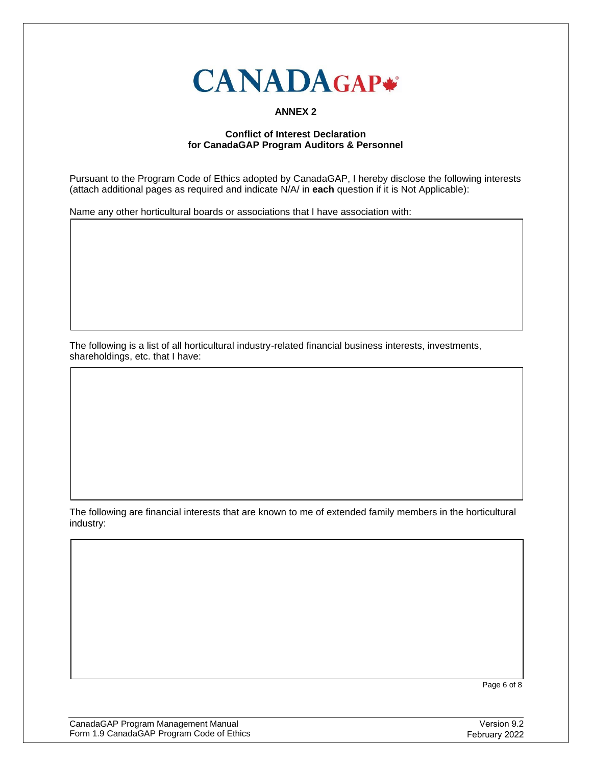**CANADAGAP**

**ANNEX 2**

**Conflict of Interest Declaration for CanadaGAP Program Auditors & Personnel**

Pursuant to the Program Code of Ethics adopted by CanadaGAP, I hereby disclose the following interests (attach additional pages as required and indicate N/A/ in **each** question if it is Not Applicable):

Name any other horticultural boards or associations that I have association with:

| |
|---|
| |

The following is a list of all horticultural industry-related financial business interests, investments, shareholdings, etc. that I have:

| |
|---|
| |

The following are financial interests that are known to me of extended family members in the horticultural industry:

| |
|---|
| |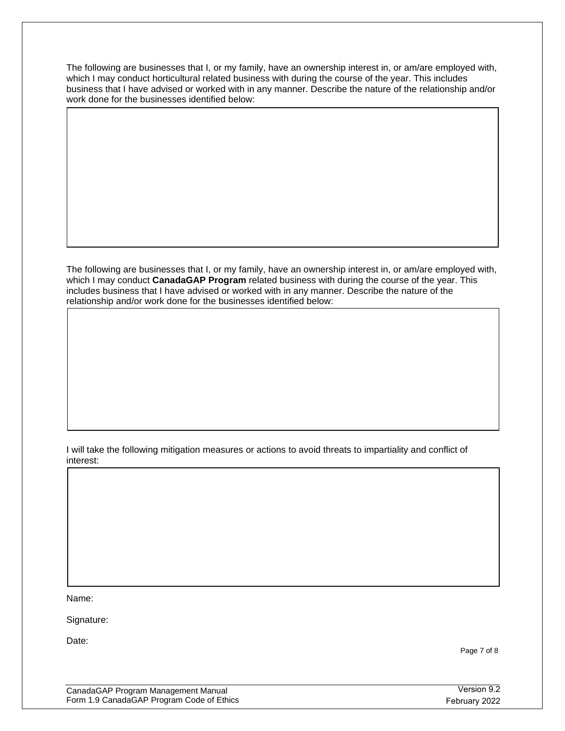The following are businesses that I, or my family, have an ownership interest in, or am/are employed with, which I may conduct horticultural related business with during the course of the year. This includes business that I have advised or worked with in any manner. Describe the nature of the relationship and/or work done for the businesses identified below:

| |
|---|
| |

The following are businesses that I, or my family, have an ownership interest in, or am/are employed with, which I may conduct **CanadaGAP Program** related business with during the course of the year. This includes business that I have advised or worked with in any manner. Describe the nature of the relationship and/or work done for the businesses identified below:

| |
|---|
| |

I will take the following mitigation measures or actions to avoid threats to impartiality and conflict of interest:

| |
|---|
| |

Name:

Signature:

Date: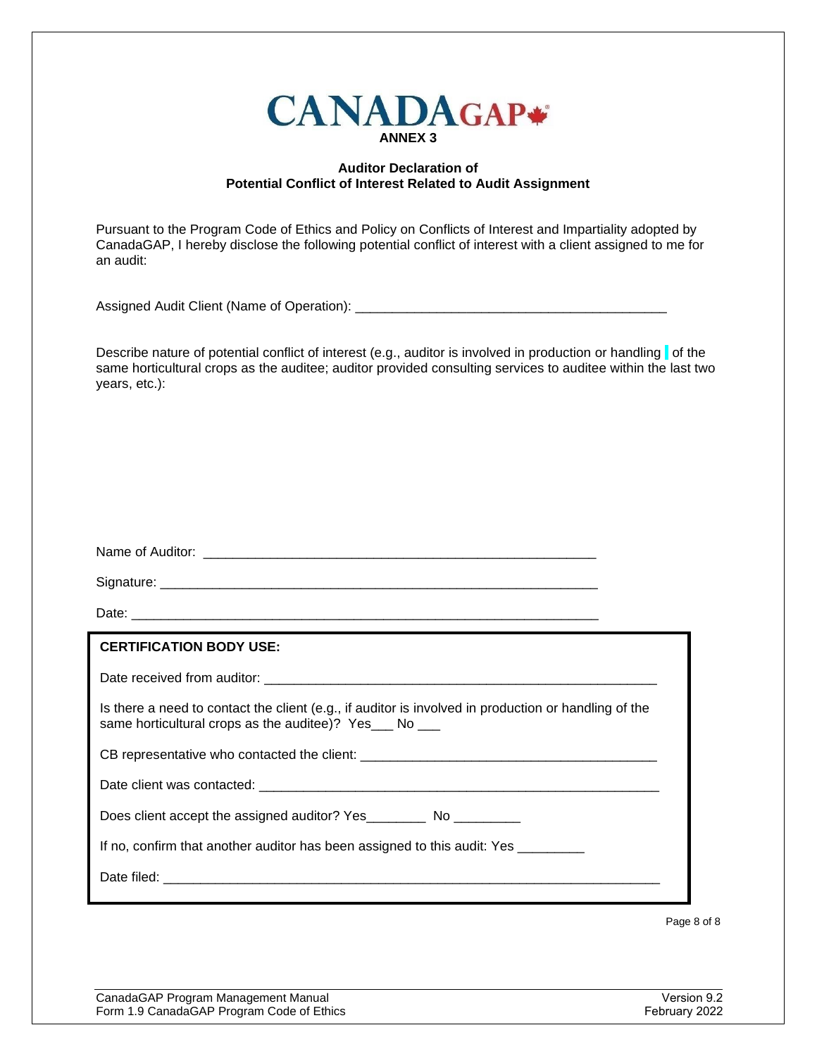# CANADAGAP

**ANNEX 3**

**Auditor Declaration of Potential Conflict of Interest Related to Audit Assignment**

Pursuant to the Program Code of Ethics and Policy on Conflicts of Interest and Impartiality adopted by CanadaGAP, I hereby disclose the following potential conflict of interest with a client assigned to me for an audit:

Assigned Audit Client (Name of Operation): ______________________________________

Describe nature of potential conflict of interest (e.g., auditor is involved in production or handling of the same horticultural crops as the auditee; auditor provided consulting services to auditee within the last two years, etc.):

Name of Auditor: ______________________________________

Signature: ______________________________________

Date: ______________________________________

**CERTIFICATION BODY USE:**

Date received from auditor: ______________________________________

Is there a need to contact the client (e.g., if auditor is involved in production or handling of the same horticultural crops as the auditee)? Yes___ No ___

CB representative who contacted the client: ______________________________________

Date client was contacted: ______________________________________

Does client accept the assigned auditor? Yes________ No _________

If no, confirm that another auditor has been assigned to this audit: Yes _________

Date filed: ______________________________________